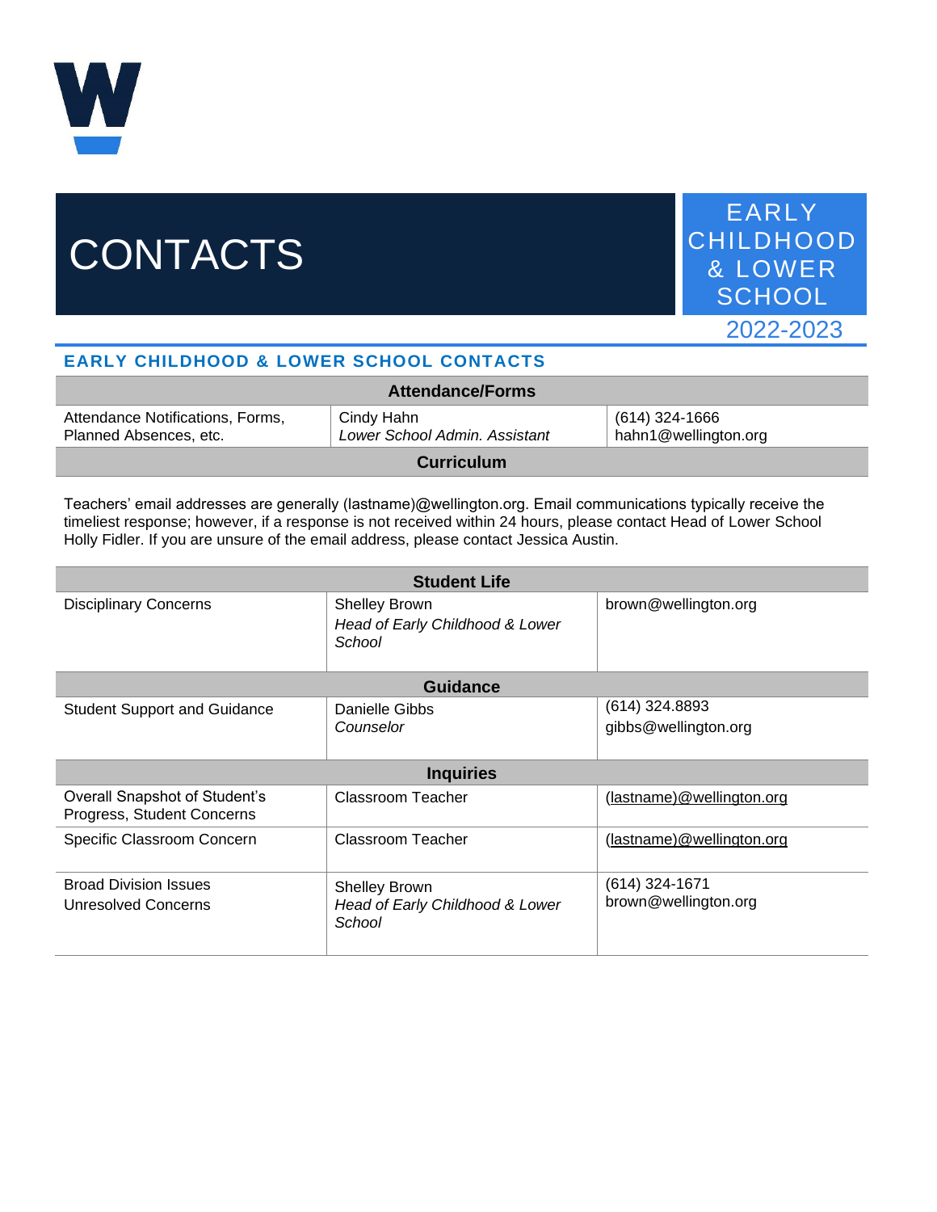# CONTACTS

EARLY CHILDHOOD & LOWER SCHOOL

2022-2023

## EARLY CHILDHOOD & LOWER SCHOOL CONTACTS

| Attendance/Forms | | |
|---|---|---|
| Attendance Notifications, Forms, Planned Absences, etc. | Cindy Hahn<br>*Lower School Admin. Assistant* | (614) 324-1666<br>hahn1@wellington.org |
| **Curriculum** | | |

Teachers' email addresses are generally (lastname)@wellington.org. Email communications typically receive the timeliest response; however, if a response is not received within 24 hours, please contact Head of Lower School Holly Fidler. If you are unsure of the email address, please contact Jessica Austin.

| Student Life | | |
|---|---|---|
| Disciplinary Concerns | Shelley Brown<br>*Head of Early Childhood & Lower School* | brown@wellington.org |
| **Guidance** | | |
| Student Support and Guidance | Danielle Gibbs<br>*Counselor* | (614) 324.8893<br>gibbs@wellington.org |
| **Inquiries** | | |
| Overall Snapshot of Student's Progress, Student Concerns | Classroom Teacher | (lastname)@wellington.org |
| Specific Classroom Concern | Classroom Teacher | (lastname)@wellington.org |
| Broad Division Issues<br>Unresolved Concerns | Shelley Brown<br>*Head of Early Childhood & Lower School* | (614) 324-1671<br>brown@wellington.org |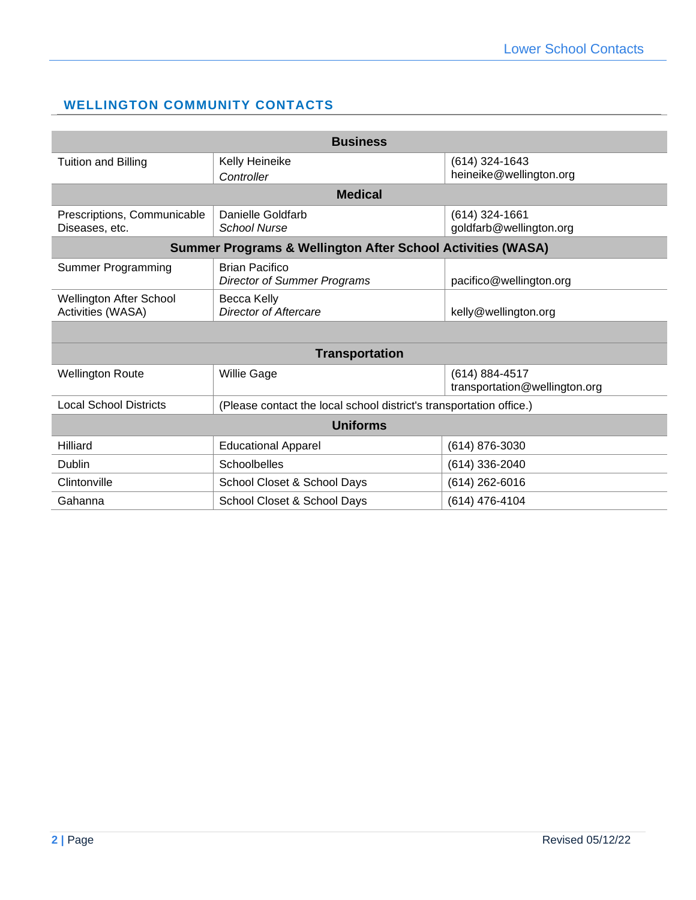## WELLINGTON COMMUNITY CONTACTS

| | | |
|---|---|---|
| **Business** | | |
| Tuition and Billing | Kelly Heineike<br>*Controller* | (614) 324-1643<br>heineike@wellington.org |
| **Medical** | | |
| Prescriptions, Communicable Diseases, etc. | Danielle Goldfarb<br>*School Nurse* | (614) 324-1661<br>goldfarb@wellington.org |
| **Summer Programs & Wellington After School Activities (WASA)** | | |
| Summer Programming | Brian Pacifico<br>*Director of Summer Programs* | pacifico@wellington.org |
| Wellington After School Activities (WASA) | Becca Kelly<br>*Director of Aftercare* | kelly@wellington.org |
| | | |
| **Transportation** | | |
| Wellington Route | Willie Gage | (614) 884-4517<br>transportation@wellington.org |
| Local School Districts | (Please contact the local school district's transportation office.) | |
| **Uniforms** | | |
| Hilliard | Educational Apparel | (614) 876-3030 |
| Dublin | Schoolbelles | (614) 336-2040 |
| Clintonville | School Closet & School Days | (614) 262-6016 |
| Gahanna | School Closet & School Days | (614) 476-4104 |

Revised 05/12/22